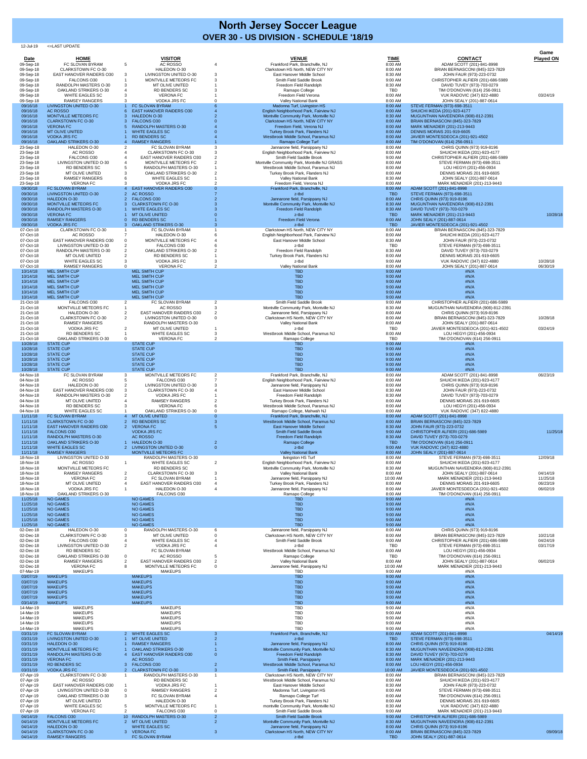# North Jersey Soccer League

## OVER 30 - US DIVISION - SCHEDULE '18/19

12-Jul-19 <=LAST UPDATE

| Date | HOME | | VISITOR | | VENUE | TIME | CONTACT | Game Played ON |
|---|---|---|---|---|---|---|---|---|
| 09-Sep-18 | FC SLOVAN BYRAM | 5 | AC ROSSO | 4 | Frankford Park, Branchville, NJ | 8:00 AM | ADAM SCOTT (201)-841-8998 | |
| 09-Sep-18 | CLARKSTOWN FC O-30 | | HALEDON O-30 | | Clarkstown HS North, NEW CITY NY | 8:00 AM | BRIAN BERNASCONI (845)-323-7829 | |
| 09-Sep-18 | EAST HANOVER RAIDERS O30 | 3 | LIVINGSTON UNITED O-30 | 3 | East Hanover Middle School | 8:30 AM | JOHN FAUR (973)-223-0732 | |
| 09-Sep-18 | FALCONS O30 | 1 | MONTVILLE METEORS FC | 3 | Smith Field Saddle Brook | 9:00 AM | CHRISTOPHER ALFIERI (201)-686-5989 | |
| 09-Sep-18 | RANDOLPH MASTERS O-30 | 3 | MT OLIVE UNITED | 1 | Freedom Field Randolph | 8:30 AM | DAVID TUVEY (973)-703-0279 | |
| 09-Sep-18 | OAKLAND STRIKERS O-30 | 4 | RD BENDERS SC | 3 | Ramapo College | TBD | TIM O'DONOVAN (614) 256-0911 | |
| 09-Sep-18 | WHITE EAGLES SC | 3 | VERONA FC | 1 | Freedom Field Verona | 8:00 AM | VUK RADOVIC (347) 822-4880 | 03/24/19 |
| 09-Sep-18 | RAMSEY RANGERS | 3 | VODKA JRS FC | 0 | Valley National Bank | 8:00 AM | JOHN SEALY (201)-887-0614 | |
| 09/16/18 | LIVINGSTON UNITED O-30 | 1 | FC SLOVAN BYRAM | 6 | Madonna Turf, Livingston HS | 8:00 AM | STEVE FERMAN (973)-698-3511 | |
| 09/16/18 | AC ROSSO | 6 | EAST HANOVER RAIDERS O30 | 4 | English Neighborhood Park, Fairview NJ | 8:00 AM | SHUICHI IKEDA (201)-923-4177 | |
| 09/16/18 | MONTVILLE METEORS FC | 3 | HALEDON O-30 | 2 | Montville Community Park, Montville NJ | 8:00 AM | MUGUNTHAN NAVEENDRA (908)-812-2391 | |
| 09/16/18 | CLARKSTOWN FC O-30 | 3 | FALCONS O30 | 0 | Clarkstown HS North, NEW CITY NY | 8:00 AM | BRIAN BERNASCONI (845)-323-7829 | |
| 09/16/18 | VERONA FC | 5 | RANDOLPH MASTERS O-30 | 4 | Freedom Field, Verona NJ | 8:00 AM | MARK MENADIER (201)-213-9443 | |
| 09/16/18 | MT OLIVE UNITED | 1 | WHITE EAGLES SC | 0 | Turkey Brook Park, Flanders NJ | 8:00 AM | DENNIS MORAIS 201-919-6605 | |
| 09/16/18 | VODKA JRS FC | 1 | RD BENDERS SC | 4 | Westbrook Middle School, Paramus NJ | 8:00 AM | JAVIER MONTESDEOCA (201)-921-4502 | |
| 09/16/18 | OAKLAND STRIKERS O-30 | 4 | RAMSEY RANGERS | 1 | Ramapo College Turf | 8:00 AM | TIM O'DONOVAN (614) 256-0911 | |
| 23-Sep-18 | HALEDON O-30 | 2 | FC SLOVAN BYRAM | 3 | Jannarone field, Parsippany NJ | 8:00 AM | CHRIS QUINN (973) 919-8196 | |
| 23-Sep-18 | AC ROSSO | 4 | CLARKSTOWN FC O-30 | 3 | English Neighborhood Park, Fairview NJ | 8:00 AM | SHUICHI IKEDA (201)-923-4177 | |
| 23-Sep-18 | FALCONS O30 | 4 | EAST HANOVER RAIDERS O30 | 2 | Smith Field Saddle Brook | 9:00 AM | CHRISTOPHER ALFIERI (201)-686-5989 | |
| 23-Sep-18 | LIVINGSTON UNITED O-30 | 4 | MONTVILLE METEORS FC | 2 | Montville Community Park, Montville NJ GRASS | 8:00 AM | STEVE FERMAN (973)-698-3511 | |
| 23-Sep-18 | RD BENDERS SC | 5 | RANDOLPH MASTERS O-30 | 1 | Westbrook Middle School, Paramus NJ | 8:00 AM | LOU HEGYI (201)-456-0934 | |
| 23-Sep-18 | MT OLIVE UNITED | 3 | OAKLAND STRIKERS O-30 | 2 | Turkey Brook Park, Flanders NJ | 8:00 AM | DENNIS MORAIS 201-919-6605 | |
| 23-Sep-18 | RAMSEY RANGERS | 6 | WHITE EAGLES SC | 1 | Valley National Bank | 8:30 AM | JOHN SEALY (201)-887-0614 | |
| 23-Sep-18 | VERONA FC | 3 | VODKA JRS FC | 2 | Freedom Field, Verona NJ | 8:00 AM | MARK MENADIER (201)-213-9443 | |
| 09/30/18 | FC SLOVAN BYRAM | 4 | EAST HANOVER RAIDERS O30 | 0 | Frankford Park, Branchville, NJ | 8:00 AM | ADAM SCOTT (201)-841-8998 | |
| 09/30/18 | LIVINGSTON UNITED O-30 | 2 | AC ROSSO | 7 | z-tbd | TBD | STEVE FERMAN (973)-698-3511 | |
| 09/30/18 | HALEDON O-30 | 2 | FALCONS O30 | 2 | Jannarone field, Parsippany NJ | 8:00 AM | CHRIS QUINN (973) 919-8196 | |
| 09/30/18 | MONTVILLE METEORS FC | 3 | CLARKSTOWN FC O-30 | 3 | Montville Community Park, Montville NJ | 8:30 AM | MUGUNTHAN NAVEENDRA (908)-812-2391 | |
| 09/30/18 | RANDOLPH MASTERS O-30 | 1 | WHITE EAGLES SC | 3 | Freedom Field Randolph | 8:30 AM | DAVID TUVEY (973)-703-0279 | |
| 09/30/18 | VERONA FC | 1 | MT OLIVE UNITED | 0 | z-tbd | TBD | MARK MENADIER (201)-213-9443 | 10/28/18 |
| 09/30/18 | RAMSEY RANGERS | 0 | RD BENDERS SC | 1 | Freedom Field Verona | 8:00 AM | JOHN SEALY (201)-887-0614 | |
| 09/30/18 | VODKA JRS FC | 3 | OAKLAND STRIKERS O-30 | 3 | z-tbd | TBD | JAVIER MONTESDEOCA (201)-921-4502 | |
| 07-Oct-18 | CLARKSTOWN FC O-30 | 1 | FC SLOVAN BYRAM | 1 | Clarkstown HS North, NEW CITY NY | 8:00 AM | BRIAN BERNASCONI (845)-323-7829 | |
| 07-Oct-18 | AC ROSSO | 7 | HALEDON O-30 | 6 | English Neighborhood Park, Fairview NJ | 8:00 AM | SHUICHI IKEDA (201)-923-4177 | |
| 07-Oct-18 | EAST HANOVER RAIDERS O30 | 0 | MONTVILLE METEORS FC | 4 | East Hanover Middle School | 8:30 AM | JOHN FAUR (973)-223-0732 | |
| 07-Oct-18 | LIVINGSTON UNITED O-30 | 2 | FALCONS O30 | 6 | z-tbd | TBD | STEVE FERMAN (973)-698-3511 | |
| 07-Oct-18 | RANDOLPH MASTERS O-30 | 2 | OAKLAND STRIKERS O-30 | 2 | Freedom Field Randolph | 8:30 AM | DAVID TUVEY (973)-703-0279 | |
| 07-Oct-18 | MT OLIVE UNITED | 2 | RD BENDERS SC | 1 | Turkey Brook Park, Flanders NJ | 8:00 AM | DENNIS MORAIS 201-919-6605 | |
| 07-Oct-18 | WHITE EAGLES SC | 3 | VODKA JRS FC | 3 | z-tbd | 9:00 AM | VUK RADOVIC (347) 822-4880 | 10/28/18 |
| 07-Oct-18 | RAMSEY RANGERS | 0 | VERONA FC | 2 | Valley National Bank | 8:00 AM | JOHN SEALY (201)-887-0614 | 06/30/19 |
| 10/14/18 | MEL SMITH CUP | | MEL SMITH CUP | | TBD | 9:00 AM | #N/A | |
| 10/14/18 | MEL SMITH CUP | | MEL SMITH CUP | | TBD | 9:00 AM | #N/A | |
| 10/14/18 | MEL SMITH CUP | | MEL SMITH CUP | | TBD | 9:00 AM | #N/A | |
| 10/14/18 | MEL SMITH CUP | | MEL SMITH CUP | | TBD | 9:00 AM | #N/A | |
| 10/14/18 | MEL SMITH CUP | | MEL SMITH CUP | | TBD | 9:00 AM | #N/A | |
| 10/14/18 | MEL SMITH CUP | | MEL SMITH CUP | | TBD | 9:00 AM | #N/A | |
| 21-Oct-18 | FALCONS O30 | 2 | FC SLOVAN BYRAM | 2 | Smith Field Saddle Brook | 9:00 AM | CHRISTOPHER ALFIERI (201)-686-5989 | |
| 21-Oct-18 | MONTVILLE METEORS FC | 1 | AC ROSSO | 3 | Montville Community Park, Montville NJ | 8:30 AM | MUGUNTHAN NAVEENDRA (908)-812-2391 | |
| 21-Oct-18 | HALEDON O-30 | 2 | EAST HANOVER RAIDERS O30 | 2 | Jannarone field, Parsippany NJ | 8:00 AM | CHRIS QUINN (973) 919-8196 | |
| 21-Oct-18 | CLARKSTOWN FC O-30 | 2 | LIVINGSTON UNITED O-30 | 0 | Clarkstown HS North, NEW CITY NY | 8:00 AM | BRIAN BERNASCONI (845)-323-7829 | 10/28/18 |
| 21-Oct-18 | RAMSEY RANGERS | | RANDOLPH MASTERS O-30 | | Valley National Bank | 8:00 AM | JOHN SEALY (201)-887-0614 | |
| 21-Oct-18 | VODKA JRS FC | 2 | MT OLIVE UNITED | 1 | z-tbd | TBD | JAVIER MONTESDEOCA (201)-921-4502 | 03/24/19 |
| 21-Oct-18 | RD BENDERS SC | 1 | WHITE EAGLES SC | 3 | Westbrook Middle School, Paramus NJ | 8:00 AM | LOU HEGYI (201)-456-0934 | |
| 21-Oct-18 | OAKLAND STRIKERS O-30 | 0 | VERONA FC | 2 | Ramapo College | TBD | TIM O'DONOVAN (614) 256-0911 | |
| 10/28/18 | STATE CUP | | STATE CUP | | TBD | 9:00 AM | #N/A | |
| 10/28/18 | STATE CUP | | STATE CUP | | TBD | 9:00 AM | #N/A | |
| 10/28/18 | STATE CUP | | STATE CUP | | TBD | 9:00 AM | #N/A | |
| 10/28/18 | STATE CUP | | STATE CUP | | TBD | 9:00 AM | #N/A | |
| 10/28/18 | STATE CUP | | STATE CUP | | TBD | 9:00 AM | #N/A | |
| 10/28/18 | STATE CUP | | STATE CUP | | TBD | 9:00 AM | #N/A | |
| 04-Nov-18 | FC SLOVAN BYRAM | 3 | MONTVILLE METEORS FC | 2 | Frankford Park, Branchville, NJ | 8:00 AM | ADAM SCOTT (201)-841-8998 | 06/23/19 |
| 04-Nov-18 | AC ROSSO | 5 | FALCONS O30 | 7 | English Neighborhood Park, Fairview NJ | 8:00 AM | SHUICHI IKEDA (201)-923-4177 | |
| 04-Nov-18 | HALEDON O-30 | 2 | LIVINGSTON UNITED O-30 | 3 | Jannarone field, Parsippany NJ | 8:00 AM | CHRIS QUINN (973) 919-8196 | |
| 04-Nov-18 | EAST HANOVER RAIDERS O30 | 3 | CLARKSTOWN FC O-30 | 4 | East Hanover Middle School | 8:30 AM | JOHN FAUR (973)-223-0732 | |
| 04-Nov-18 | RANDOLPH MASTERS O-30 | 2 | VODKA JRS FC | 1 | Freedom Field Randolph | 8:30 AM | DAVID TUVEY (973)-703-0279 | |
| 04-Nov-18 | MT OLIVE UNITED | 4 | RAMSEY RANGERS | 2 | Turkey Brook Park, Flanders NJ | 8:00 AM | DENNIS MORAIS 201-919-6605 | |
| 04-Nov-18 | RD BENDERS SC | 3 | VERONA FC | 6 | Westbrook Middle School, Paramus NJ | 8:00 AM | LOU HEGYI (201)-456-0934 | |
| 04-Nov-18 | WHITE EAGLES SC | 1 | OAKLAND STRIKERS O-30 | 0 | Ramapo College, Mahwah NJ | 8:00 AM | VUK RADOVIC (347) 822-4880 | |
| 11/11/18 | FC SLOVAN BYRAM | 4 | MT OLIVE UNITED | 0 | Frankford Park, Branchville, NJ | 8:00 AM | ADAM SCOTT (201)-841-8998 | |
| 11/11/18 | CLARKSTOWN FC O-30 | 2 | RD BENDERS SC | 3 | Westbrook Middle School, Paramus NJ | 8:00 AM | BRIAN BERNASCONI (845)-323-7829 | |
| 11/11/18 | EAST HANOVER RAIDERS O30 | 2 | VERONA FC | 5 | East Hanover Middle School | 8:30 AM | JOHN FAUR (973)-223-0732 | |
| 11/11/18 | FALCONS O30 | | VODKA JRS FC | | Smith Field Saddle Brook | 9:00 AM | CHRISTOPHER ALFIERI (201)-686-5989 | 11/25/18 |
| 11/11/18 | RANDOLPH MASTERS O-30 | | AC ROSSO | | Freedom Field Randolph | 8:30 AM | DAVID TUVEY (973)-703-0279 | |
| 11/11/18 | OAKLAND STRIKERS O-30 | 1 | HALEDON O-30 | 2 | Ramapo College | TBD | TIM O'DONOVAN (614) 256-0911 | |
| 11/11/18 | WHITE EAGLES SC | 2 | LIVINGSTON UNITED O-30 | 0 | z-tbd | 9:00 AM | VUK RADOVIC (347) 822-4880 | |
| 11/11/18 | RAMSEY RANGERS | | MONTVILLE METEORS FC | | Valley National Bank | 8:00 AM | JOHN SEALY (201)-887-0614 | |
| 18-Nov-18 | LIVINGSTON UNITED O-30 | | RANDOLPH MASTERS O-30 | | livingston HS Turf | 8:00 AM | STEVE FERMAN (973)-698-3511 | 12/09/18 |
| 18-Nov-18 | AC ROSSO | 1 | WHITE EAGLES SC | 2 | English Neighborhood Park, Fairview NJ | 8:00 AM | SHUICHI IKEDA (201)-923-4177 | |
| 18-Nov-18 | MONTVILLE METEORS FC | | RD BENDERS SC | | Montville Community Park, Montville NJ | 8:30 AM | MUGUNTHAN NAVEENDRA (908)-812-2391 | |
| 18-Nov-18 | RAMSEY RANGERS | 2 | CLARKSTOWN FC O-30 | 3 | Valley National Bank | 8:00 AM | JOHN SEALY (201)-887-0614 | 04/14/19 |
| 18-Nov-18 | VERONA FC | 2 | FC SLOVAN BYRAM | 1 | Jannarone field, Parsippany NJ | 10:00 AM | MARK MENADIER (201)-213-9443 | 11/25/18 |
| 18-Nov-18 | MT OLIVE UNITED | 4 | EAST HANOVER RAIDERS O30 | 4 | Turkey Brook Park, Flanders NJ | 8:00 AM | DENNIS MORAIS 201-919-6605 | 06/23/19 |
| 18-Nov-18 | VODKA JRS FC | 1 | HALEDON O-30 | 4 | Jannarone field, Parsippany NJ | 8:00 AM | JAVIER MONTESDEOCA (201)-921-4502 | 06/02/19 |
| 18-Nov-18 | OAKLAND STRIKERS O-30 | | FALCONS O30 | | Ramapo College | 8:00 AM | TIM O'DONOVAN (614) 256-0911 | |
| 11/25/18 | NO GAMES | | NO GAMES | | TBD | 9:00 AM | #N/A | |
| 11/25/18 | NO GAMES | | NO GAMES | | TBD | 9:00 AM | #N/A | |
| 11/25/18 | NO GAMES | | NO GAMES | | TBD | 9:00 AM | #N/A | |
| 11/25/18 | NO GAMES | | NO GAMES | | TBD | 9:00 AM | #N/A | |
| 11/25/18 | NO GAMES | | NO GAMES | | TBD | 9:00 AM | #N/A | |
| 11/25/18 | NO GAMES | | NO GAMES | | TBD | 9:00 AM | #N/A | |
| 02-Dec-18 | HALEDON O-30 | 0 | RANDOLPH MASTERS O-30 | 6 | Jannarone field, Parsippany NJ | 8:00 AM | CHRIS QUINN (973) 919-8196 | |
| 02-Dec-18 | CLARKSTOWN FC O-30 | 3 | MT OLIVE UNITED | 0 | Clarkstown HS North, NEW CITY NY | 8:00 AM | BRIAN BERNASCONI (845)-323-7829 | 10/21/18 |
| 02-Dec-18 | FALCONS O30 | 4 | WHITE EAGLES SC | 4 | Smith Field Saddle Brook | 9:00 AM | CHRISTOPHER ALFIERI (201)-686-5989 | 04/24/19 |
| 02-Dec-18 | LIVINGSTON UNITED O-30 | 2 | VODKA JRS FC | 4 | z-tbd | TBD | STEVE FERMAN (973)-698-3511 | 03/17/19 |
| 02-Dec-18 | RD BENDERS SC | | FC SLOVAN BYRAM | | Westbrook Middle School, Paramus NJ | 8:00 AM | LOU HEGYI (201)-456-0934 | |
| 02-Dec-18 | OAKLAND STRIKERS O-30 | 0 | AC ROSSO | 5 | Ramapo College | TBD | TIM O'DONOVAN (614) 256-0911 | |
| 02-Dec-18 | RAMSEY RANGERS | 2 | EAST HANOVER RAIDERS O30 | 2 | Valley National Bank | 8:00 AM | JOHN SEALY (201)-887-0614 | 06/02/19 |
| 02-Dec-18 | VERONA FC | 8 | MONTVILLE METEORS FC | 0 | Jannarone field, Parsippany NJ | 10:00 AM | MARK MENADIER (201)-213-9443 | |
| 07-Mar-19 | MAKEUPS | | MAKEUPS | | TBD | 9:00 AM | #N/A | |
| 03/07/19 | MAKEUPS | | MAKEUPS | | TBD | 9:00 AM | #N/A | |
| 03/07/19 | MAKEUPS | | MAKEUPS | | TBD | 9:00 AM | #N/A | |
| 03/07/19 | MAKEUPS | | MAKEUPS | | TBD | 9:00 AM | #N/A | |
| 03/07/19 | MAKEUPS | | MAKEUPS | | TBD | 9:00 AM | #N/A | |
| 03/07/19 | MAKEUPS | | MAKEUPS | | TBD | 9:00 AM | #N/A | |
| 03/14/19 | MAKEUPS | | MAKEUPS | | TBD | 9:00 AM | #N/A | |
| 14-Mar-19 | MAKEUPS | | MAKEUPS | | TBD | 9:00 AM | #N/A | |
| 14-Mar-19 | MAKEUPS | | MAKEUPS | | TBD | 9:00 AM | #N/A | |
| 14-Mar-19 | MAKEUPS | | MAKEUPS | | TBD | 9:00 AM | #N/A | |
| 14-Mar-19 | MAKEUPS | | MAKEUPS | | TBD | 9:00 AM | #N/A | |
| 14-Mar-19 | MAKEUPS | | MAKEUPS | | TBD | 9:00 AM | #N/A | |
| 03/31/19 | FC SLOVAN BYRAM | 2 | WHITE EAGLES SC | 3 | Frankford Park, Branchville, NJ | 8:00 AM | ADAM SCOTT (201)-841-8998 | 04/14/19 |
| 03/31/19 | LIVINGSTON UNITED O-30 | 1 | MT OLIVE UNITED | 2 | z-tbd | TBD | STEVE FERMAN (973)-698-3511 | |
| 03/31/19 | HALEDON O-30 | 1 | RAMSEY RANGERS | 1 | Jannarone field, Parsippany NJ | 8:00 AM | CHRIS QUINN (973) 919-8196 | |
| 03/31/19 | MONTVILLE METEORS FC | 1 | OAKLAND STRIKERS O-30 | 1 | Montville Community Park, Montville NJ | 8:30 AM | MUGUNTHAN NAVEENDRA (908)-812-2391 | |
| 03/31/19 | RANDOLPH MASTERS O-30 | 4 | EAST HANOVER RAIDERS O30 | 0 | Freedom Field Randolph | 8:30 AM | DAVID TUVEY (973)-703-0279 | |
| 03/31/19 | VERONA FC | | AC ROSSO | | Smith Field, Parsippany | 8:00 AM | MARK MENADIER (201)-213-9443 | |
| 03/31/19 | RD BENDERS SC | 3 | FALCONS O30 | 2 | Westbrook Middle School, Paramus NJ | 8:00 AM | LOU HEGYI (201)-456-0934 | |
| 03/31/19 | VODKA JRS FC | 2 | CLARKSTOWN FC O-30 | 3 | Smith Field, Parsippany | 10:00 AM | JAVIER MONTESDEOCA (201)-921-4502 | |
| 07-Apr-19 | CLARKSTOWN FC O-30 | 1 | RANDOLPH MASTERS O-30 | 1 | Clarkstown HS North, NEW CITY NY | 8:00 AM | BRIAN BERNASCONI (845)-323-7829 | |
| 07-Apr-19 | AC ROSSO | | RD BENDERS SC | | Westbrook Middle School, Paramus NJ | 8:00 AM | SHUICHI IKEDA (201)-923-4177 | |
| 07-Apr-19 | EAST HANOVER RAIDERS O30 | 1 | VODKA JRS FC | 1 | East Hanover Middle School | 8:30 AM | JOHN FAUR (973)-223-0732 | |
| 07-Apr-19 | LIVINGSTON UNITED O-30 | 0 | RAMSEY RANGERS | 2 | Madonna Turf, Livingston HS | 8:00 AM | STEVE FERMAN (973)-698-3511 | |
| 07-Apr-19 | OAKLAND STRIKERS O-30 | 3 | FC SLOVAN BYRAM | 4 | Ramapo College Turf | 8:00 AM | TIM O'DONOVAN (614) 256-0911 | |
| 07-Apr-19 | MT OLIVE UNITED | | HALEDON O-30 | | Turkey Brook Park, Flanders NJ | 8:00 AM | DENNIS MORAIS 201-919-6605 | |
| 07-Apr-19 | WHITE EAGLES SC | 5 | MONTVILLE METEORS FC | 1 | montville Community Park, Montville NJ | 8:30 AM | VUK RADOVIC (347) 822-4880 | |
| 07-Apr-19 | VERONA FC | 2 | FALCONS O30 | 0 | Smith Field Saddle Brook | 9:00 AM | MARK MENADIER (201)-213-9443 | |
| 04/14/19 | FALCONS O30 | 10 | RANDOLPH MASTERS O-30 | 2 | Smith Field Saddle Brook | 9:00 AM | CHRISTOPHER ALFIERI (201)-686-5989 | |
| 04/14/19 | MONTVILLE METEORS FC | 2 | MT OLIVE UNITED | 2 | Montville Community Park, Montville NJ | 8:30 AM | MUGUNTHAN NAVEENDRA (908)-812-2391 | |
| 04/14/19 | HALEDON O-30 | | WHITE EAGLES SC | | Jannarone field, Parsippany NJ | 8:00 AM | CHRIS QUINN (973) 919-8196 | |
| 04/14/19 | CLARKSTOWN FC O-30 | 3 | VERONA FC | 3 | Clarkstown HS North, NEW CITY NY | 8:00 AM | BRIAN BERNASCONI (845)-323-7829 | 09/09/18 |
| 04/14/19 | RAMSEY RANGERS | | FC SLOVAN BYRAM | | z-tbd | TBD | JOHN SEALY (201)-887-0614 | |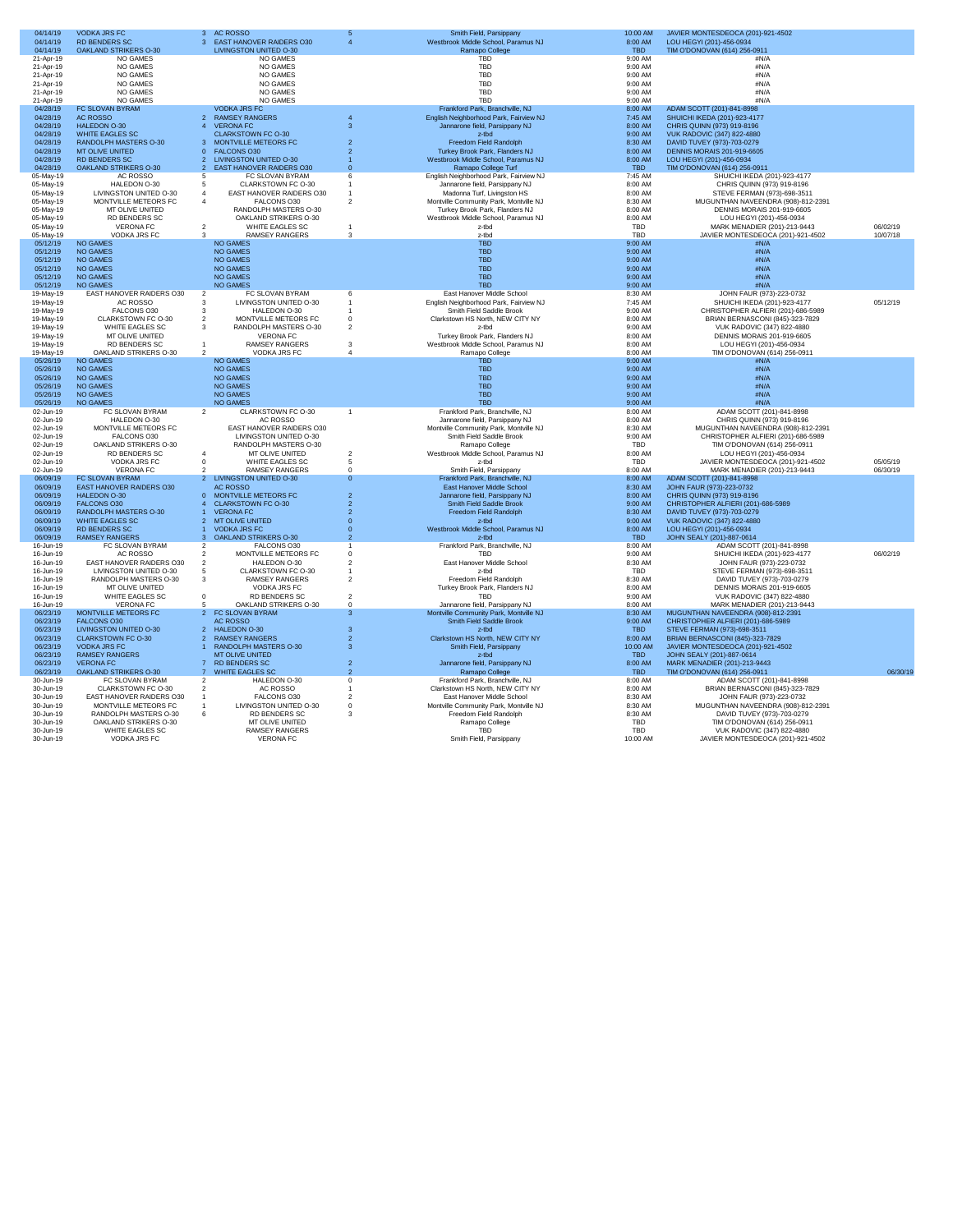| | | | | | | | | |
|---|---|---|---|---|---|---|---|---|
| 04/14/19 | VODKA JRS FC | 3 | AC ROSSO | 5 | Smith Field, Parsippany | 10:00 AM | JAVIER MONTESDEOCA (201)-921-4502 | |
| 04/14/19 | RD BENDERS SC | 3 | EAST HANOVER RAIDERS O30 | 4 | Westbrook Middle School, Paramus NJ | 8:00 AM | LOU HEGYI (201)-456-0934 | |
| 04/14/19 | OAKLAND STRIKERS O-30 | | LIVINGSTON UNITED O-30 | | Ramapo College | TBD | TIM O'DONOVAN (614) 256-0911 | |
| 21-Apr-19 | NO GAMES | | NO GAMES | | TBD | 9:00 AM | #N/A | |
| 21-Apr-19 | NO GAMES | | NO GAMES | | TBD | 9:00 AM | #N/A | |
| 21-Apr-19 | NO GAMES | | NO GAMES | | TBD | 9:00 AM | #N/A | |
| 21-Apr-19 | NO GAMES | | NO GAMES | | TBD | 9:00 AM | #N/A | |
| 21-Apr-19 | NO GAMES | | NO GAMES | | TBD | 9:00 AM | #N/A | |
| 21-Apr-19 | NO GAMES | | NO GAMES | | TBD | 9:00 AM | #N/A | |
| 04/28/19 | FC SLOVAN BYRAM | | VODKA JRS FC | | Frankford Park, Branchville, NJ | 8:00 AM | ADAM SCOTT (201)-841-8998 | |
| 04/28/19 | AC ROSSO | 2 | RAMSEY RANGERS | 4 | English Neighborhood Park, Fairview NJ | 7:45 AM | SHUICHI IKEDA (201)-923-4177 | |
| 04/28/19 | HALEDON O-30 | 4 | VERONA FC | 3 | Jannarone field, Parsippany NJ | 8:00 AM | CHRIS QUINN (973) 919-8196 | |
| 04/28/19 | WHITE EAGLES SC | | CLARKSTOWN FC O-30 | | z-tbd | 9:00 AM | VUK RADOVIC (347) 822-4880 | |
| 04/28/19 | RANDOLPH MASTERS O-30 | 3 | MONTVILLE METEORS FC | 2 | Freedom Field Randolph | 8:30 AM | DAVID TUVEY (973)-703-0279 | |
| 04/28/19 | MT OLIVE UNITED | 0 | FALCONS O30 | 2 | Turkey Brook Park, Flanders NJ | 8:00 AM | DENNIS MORAIS 201-919-6605 | |
| 04/28/19 | RD BENDERS SC | 2 | LIVINGSTON UNITED O-30 | 1 | Westbrook Middle School, Paramus NJ | 8:00 AM | LOU HEGYI (201)-456-0934 | |
| 04/28/19 | OAKLAND STRIKERS O-30 | 2 | EAST HANOVER RAIDERS O30 | 0 | Ramapo College Turf | TBD | TIM O'DONOVAN (614) 256-0911 | |
| 05-May-19 | AC ROSSO | 5 | FC SLOVAN BYRAM | 6 | English Neighborhood Park, Fairview NJ | 7:45 AM | SHUICHI IKEDA (201)-923-4177 | |
| 05-May-19 | HALEDON O-30 | 5 | CLARKSTOWN FC O-30 | 1 | Jannarone field, Parsippany NJ | 8:00 AM | CHRIS QUINN (973) 919-8196 | |
| 05-May-19 | LIVINGSTON UNITED O-30 | 4 | EAST HANOVER RAIDERS O30 | 1 | Madonna Turf, Livingston HS | 8:00 AM | STEVE FERMAN (973)-698-3511 | |
| 05-May-19 | MONTVILLE METEORS FC | 4 | FALCONS O30 | 2 | Montville Community Park, Montville NJ | 8:30 AM | MUGUNTHAN NAVEENDRA (908)-812-2391 | |
| 05-May-19 | MT OLIVE UNITED | | RANDOLPH MASTERS O-30 | | Turkey Brook Park, Flanders NJ | 8:00 AM | DENNIS MORAIS 201-919-6605 | |
| 05-May-19 | RD BENDERS SC | | OAKLAND STRIKERS O-30 | | Westbrook Middle School, Paramus NJ | 8:00 AM | LOU HEGYI (201)-456-0934 | |
| 05-May-19 | VERONA FC | 2 | WHITE EAGLES SC | 1 | z-tbd | TBD | MARK MENADIER (201)-213-9443 | 06/02/19 |
| 05-May-19 | VODKA JRS FC | 3 | RAMSEY RANGERS | 3 | z-tbd | TBD | JAVIER MONTESDEOCA (201)-921-4502 | 10/07/18 |
| 05/12/19 | NO GAMES | | NO GAMES | | TBD | 9:00 AM | #N/A | |
| 05/12/19 | NO GAMES | | NO GAMES | | TBD | 9:00 AM | #N/A | |
| 05/12/19 | NO GAMES | | NO GAMES | | TBD | 9:00 AM | #N/A | |
| 05/12/19 | NO GAMES | | NO GAMES | | TBD | 9:00 AM | #N/A | |
| 05/12/19 | NO GAMES | | NO GAMES | | TBD | 9:00 AM | #N/A | |
| 05/12/19 | NO GAMES | | NO GAMES | | TBD | 9:00 AM | #N/A | |
| 19-May-19 | EAST HANOVER RAIDERS O30 | 2 | FC SLOVAN BYRAM | 6 | East Hanover Middle School | 8:30 AM | JOHN FAUR (973)-223-0732 | |
| 19-May-19 | AC ROSSO | 3 | LIVINGSTON UNITED O-30 | 1 | English Neighborhood Park, Fairview NJ | 7:45 AM | SHUICHI IKEDA (201)-923-4177 | 05/12/19 |
| 19-May-19 | FALCONS O30 | 3 | HALEDON O-30 | 1 | Smith Field Saddle Brook | 9:00 AM | CHRISTOPHER ALFIERI (201)-686-5989 | |
| 19-May-19 | CLARKSTOWN FC O-30 | 2 | MONTVILLE METEORS FC | 0 | Clarkstown HS North, NEW CITY NY | 8:00 AM | BRIAN BERNASCONI (845)-323-7829 | |
| 19-May-19 | WHITE EAGLES SC | 3 | RANDOLPH MASTERS O-30 | 2 | z-tbd | 9:00 AM | VUK RADOVIC (347) 822-4880 | |
| 19-May-19 | MT OLIVE UNITED | | VERONA FC | | Turkey Brook Park, Flanders NJ | 8:00 AM | DENNIS MORAIS 201-919-6605 | |
| 19-May-19 | RD BENDERS SC | 1 | RAMSEY RANGERS | 3 | Westbrook Middle School, Paramus NJ | 8:00 AM | LOU HEGYI (201)-456-0934 | |
| 19-May-19 | OAKLAND STRIKERS O-30 | 2 | VODKA JRS FC | 4 | Ramapo College | 8:00 AM | TIM O'DONOVAN (614) 256-0911 | |
| 05/26/19 | NO GAMES | | NO GAMES | | TBD | 9:00 AM | #N/A | |
| 05/26/19 | NO GAMES | | NO GAMES | | TBD | 9:00 AM | #N/A | |
| 05/26/19 | NO GAMES | | NO GAMES | | TBD | 9:00 AM | #N/A | |
| 05/26/19 | NO GAMES | | NO GAMES | | TBD | 9:00 AM | #N/A | |
| 05/26/19 | NO GAMES | | NO GAMES | | TBD | 9:00 AM | #N/A | |
| 05/26/19 | NO GAMES | | NO GAMES | | TBD | 9:00 AM | #N/A | |
| 02-Jun-19 | FC SLOVAN BYRAM | 2 | CLARKSTOWN FC O-30 | 1 | Frankford Park, Branchville, NJ | 8:00 AM | ADAM SCOTT (201)-841-8998 | |
| 02-Jun-19 | HALEDON O-30 | | AC ROSSO | | Jannarone field, Parsippany NJ | 8:00 AM | CHRIS QUINN (973) 919-8196 | |
| 02-Jun-19 | MONTVILLE METEORS FC | | EAST HANOVER RAIDERS O30 | | Montville Community Park, Montville NJ | 8:30 AM | MUGUNTHAN NAVEENDRA (908)-812-2391 | |
| 02-Jun-19 | FALCONS O30 | | LIVINGSTON UNITED O-30 | | Smith Field Saddle Brook | 9:00 AM | CHRISTOPHER ALFIERI (201)-686-5989 | |
| 02-Jun-19 | OAKLAND STRIKERS O-30 | | RANDOLPH MASTERS O-30 | | Ramapo College | TBD | TIM O'DONOVAN (614) 256-0911 | |
| 02-Jun-19 | RD BENDERS SC | 4 | MT OLIVE UNITED | 2 | Westbrook Middle School, Paramus NJ | 8:00 AM | LOU HEGYI (201)-456-0934 | |
| 02-Jun-19 | VODKA JRS FC | 0 | WHITE EAGLES SC | 5 | z-tbd | TBD | JAVIER MONTESDEOCA (201)-921-4502 | 05/05/19 |
| 02-Jun-19 | VERONA FC | 2 | RAMSEY RANGERS | 0 | Smith Field, Parsippany | 8:00 AM | MARK MENADIER (201)-213-9443 | 06/30/19 |
| 06/09/19 | FC SLOVAN BYRAM | 2 | LIVINGSTON UNITED O-30 | 0 | Frankford Park, Branchville, NJ | 8:00 AM | ADAM SCOTT (201)-841-8998 | |
| 06/09/19 | EAST HANOVER RAIDERS O30 | | AC ROSSO | | East Hanover Middle School | 8:30 AM | JOHN FAUR (973)-223-0732 | |
| 06/09/19 | HALEDON O-30 | 0 | MONTVILLE METEORS FC | 2 | Jannarone field, Parsippany NJ | 8:00 AM | CHRIS QUINN (973) 919-8196 | |
| 06/09/19 | FALCONS O30 | 4 | CLARKSTOWN FC O-30 | 2 | Smith Field Saddle Brook | 9:00 AM | CHRISTOPHER ALFIERI (201)-686-5989 | |
| 06/09/19 | RANDOLPH MASTERS O-30 | 1 | VERONA FC | 2 | Freedom Field Randolph | 8:30 AM | DAVID TUVEY (973)-703-0279 | |
| 06/09/19 | WHITE EAGLES SC | 2 | MT OLIVE UNITED | 0 | z-tbd | 9:00 AM | VUK RADOVIC (347) 822-4880 | |
| 06/09/19 | RD BENDERS SC | 1 | VODKA JRS FC | 0 | Westbrook Middle School, Paramus NJ | 8:00 AM | LOU HEGYI (201)-456-0934 | |
| 06/09/19 | RAMSEY RANGERS | 3 | OAKLAND STRIKERS O-30 | 2 | z-tbd | TBD | JOHN SEALY (201)-887-0614 | |
| 16-Jun-19 | FC SLOVAN BYRAM | 2 | FALCONS O30 | 1 | Frankford Park, Branchville, NJ | 8:00 AM | ADAM SCOTT (201)-841-8998 | |
| 16-Jun-19 | AC ROSSO | 2 | MONTVILLE METEORS FC | 0 | TBD | 9:00 AM | SHUICHI IKEDA (201)-923-4177 | 06/02/19 |
| 16-Jun-19 | EAST HANOVER RAIDERS O30 | 2 | HALEDON O-30 | 2 | East Hanover Middle School | 8:30 AM | JOHN FAUR (973)-223-0732 | |
| 16-Jun-19 | LIVINGSTON UNITED O-30 | 5 | CLARKSTOWN FC O-30 | 1 | z-tbd | TBD | STEVE FERMAN (973)-698-3511 | |
| 16-Jun-19 | RANDOLPH MASTERS O-30 | 3 | RAMSEY RANGERS | 2 | Freedom Field Randolph | 8:30 AM | DAVID TUVEY (973)-703-0279 | |
| 16-Jun-19 | MT OLIVE UNITED | | VODKA JRS FC | | Turkey Brook Park, Flanders NJ | 8:00 AM | DENNIS MORAIS 201-919-6605 | |
| 16-Jun-19 | WHITE EAGLES SC | 0 | RD BENDERS SC | 2 | TBD | 9:00 AM | VUK RADOVIC (347) 822-4880 | |
| 16-Jun-19 | VERONA FC | 5 | OAKLAND STRIKERS O-30 | 0 | Jannarone field, Parsippany NJ | 8:00 AM | MARK MENADIER (201)-213-9443 | |
| 06/23/19 | MONTVILLE METEORS FC | 2 | FC SLOVAN BYRAM | 3 | Montville Community Park, Montville NJ | 8:30 AM | MUGUNTHAN NAVEENDRA (908)-812-2391 | |
| 06/23/19 | FALCONS O30 | | AC ROSSO | | Smith Field Saddle Brook | 9:00 AM | CHRISTOPHER ALFIERI (201)-686-5989 | |
| 06/23/19 | LIVINGSTON UNITED O-30 | 2 | HALEDON O-30 | 3 | z-tbd | TBD | STEVE FERMAN (973)-698-3511 | |
| 06/23/19 | CLARKSTOWN FC O-30 | 2 | RAMSEY RANGERS | 2 | Clarkstown HS North, NEW CITY NY | 8:00 AM | BRIAN BERNASCONI (845)-323-7829 | |
| 06/23/19 | VODKA JRS FC | 1 | RANDOLPH MASTERS O-30 | 3 | Smith Field, Parsippany | 10:00 AM | JAVIER MONTESDEOCA (201)-921-4502 | |
| 06/23/19 | RAMSEY RANGERS | | MT OLIVE UNITED | | z-tbd | TBD | JOHN SEALY (201)-887-0614 | |
| 06/23/19 | VERONA FC | 7 | RD BENDERS SC | 2 | Jannarone field, Parsippany NJ | 8:00 AM | MARK MENADIER (201)-213-9443 | |
| 06/23/19 | OAKLAND STRIKERS O-30 | 7 | WHITE EAGLES SC | 2 | Ramapo College | TBD | TIM O'DONOVAN (614) 256-0911 | 06/30/19 |
| 30-Jun-19 | FC SLOVAN BYRAM | 2 | HALEDON O-30 | 0 | Frankford Park, Branchville, NJ | 8:00 AM | ADAM SCOTT (201)-841-8998 | |
| 30-Jun-19 | CLARKSTOWN FC O-30 | 2 | AC ROSSO | 1 | Clarkstown HS North, NEW CITY NY | 8:00 AM | BRIAN BERNASCONI (845)-323-7829 | |
| 30-Jun-19 | EAST HANOVER RAIDERS O30 | 1 | FALCONS O30 | 2 | East Hanover Middle School | 8:30 AM | JOHN FAUR (973)-223-0732 | |
| 30-Jun-19 | MONTVILLE METEORS FC | 1 | LIVINGSTON UNITED O-30 | 0 | Montville Community Park, Montville NJ | 8:30 AM | MUGUNTHAN NAVEENDRA (908)-812-2391 | |
| 30-Jun-19 | RANDOLPH MASTERS O-30 | 6 | RD BENDERS SC | 3 | Freedom Field Randolph | 8:30 AM | DAVID TUVEY (973)-703-0279 | |
| 30-Jun-19 | OAKLAND STRIKERS O-30 | | MT OLIVE UNITED | | Ramapo College | TBD | TIM O'DONOVAN (614) 256-0911 | |
| 30-Jun-19 | WHITE EAGLES SC | | RAMSEY RANGERS | | TBD | TBD | VUK RADOVIC (347) 822-4880 | |
| 30-Jun-19 | VODKA JRS FC | | VERONA FC | | Smith Field, Parsippany | 10:00 AM | JAVIER MONTESDEOCA (201)-921-4502 | |